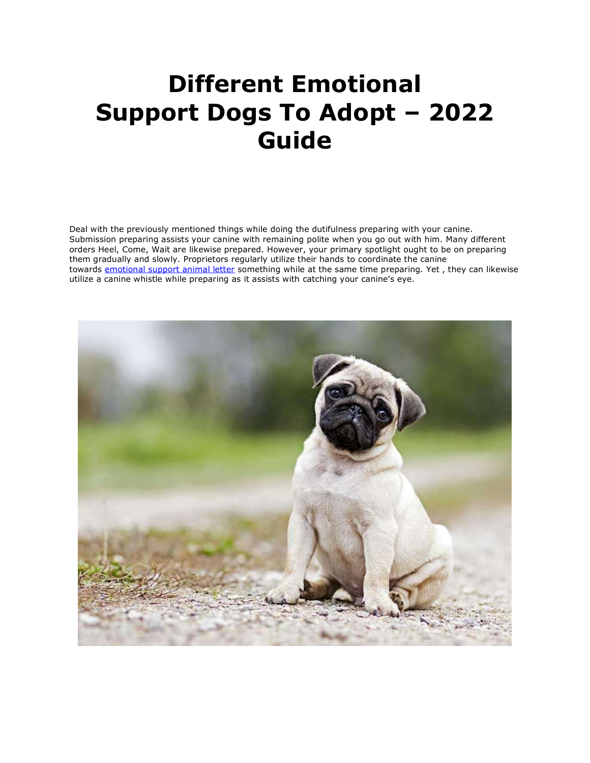# Different Emotional Support Dogs To Adopt – 2022 Guide

Deal with the previously mentioned things while doing the dutifulness preparing with your canine. Submission preparing assists your canine with remaining polite when you go out with him. Many different orders Heel, Come, Wait are likewise prepared. However, your primary spotlight ought to be on preparing them gradually and slowly. Proprietors regularly utilize their hands to coordinate the canine towards [emotional support animal letter]() something while at the same time preparing. Yet , they can likewise utilize a canine whistle while preparing as it assists with catching your canine's eye.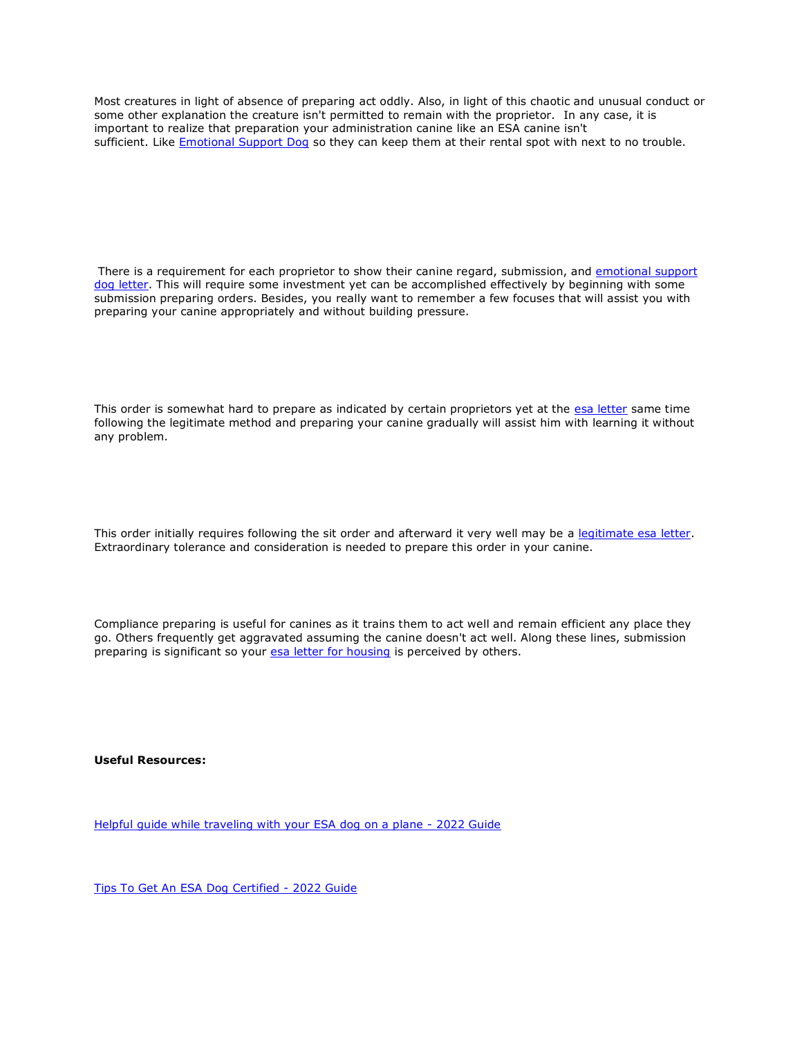Most creatures in light of absence of preparing act oddly. Also, in light of this chaotic and unusual conduct or some other explanation the creature isn't permitted to remain with the proprietor.  In any case, it is important to realize that preparation your administration canine like an ESA canine isn't sufficient. Like [Emotional Support Dog]() so they can keep them at their rental spot with next to no trouble.

There is a requirement for each proprietor to show their canine regard, submission, and [emotional support dog letter](). This will require some investment yet can be accomplished effectively by beginning with some submission preparing orders. Besides, you really want to remember a few focuses that will assist you with preparing your canine appropriately and without building pressure.

This order is somewhat hard to prepare as indicated by certain proprietors yet at the [esa letter]() same time following the legitimate method and preparing your canine gradually will assist him with learning it without any problem.

This order initially requires following the sit order and afterward it very well may be a [legitimate esa letter](). Extraordinary tolerance and consideration is needed to prepare this order in your canine.

Compliance preparing is useful for canines as it trains them to act well and remain efficient any place they go. Others frequently get aggravated assuming the canine doesn't act well. Along these lines, submission preparing is significant so your [esa letter for housing]() is perceived by others.

**Useful Resources:**

[Helpful guide while traveling with your ESA dog on a plane - 2022 Guide]()

[Tips To Get An ESA Dog Certified - 2022 Guide]()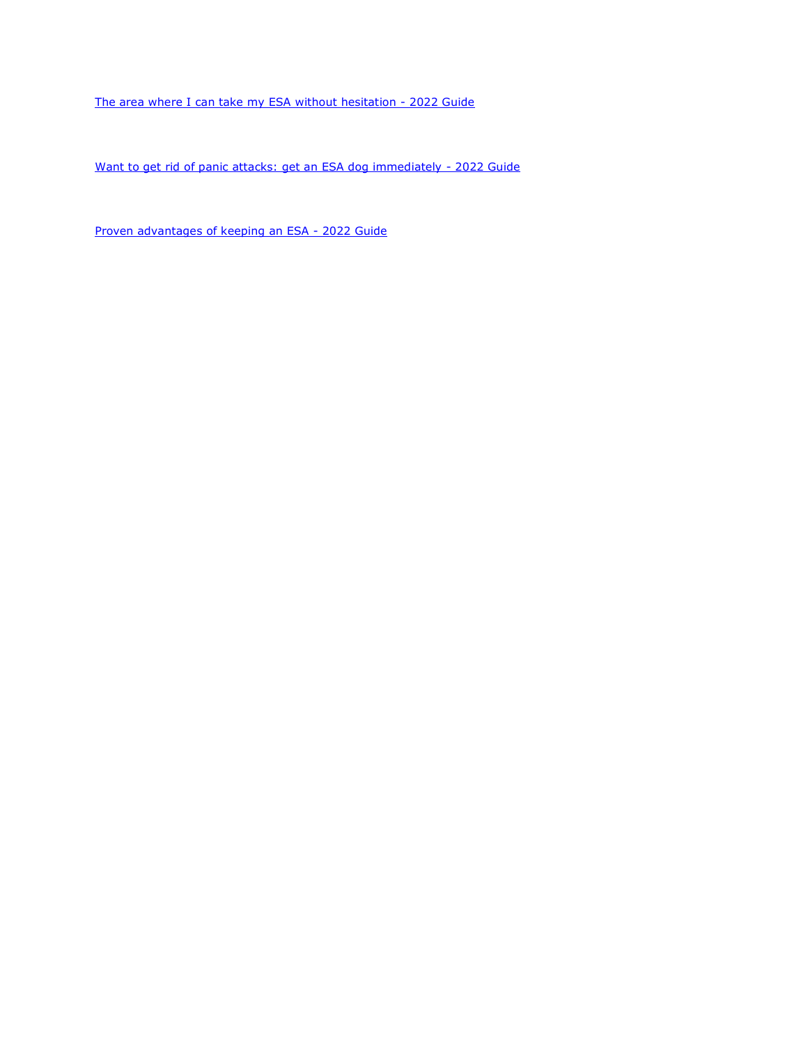The area where I can take my ESA without hesitation - 2022 Guide

Want to get rid of panic attacks: get an ESA dog immediately - 2022 Guide

Proven advantages of keeping an ESA - 2022 Guide